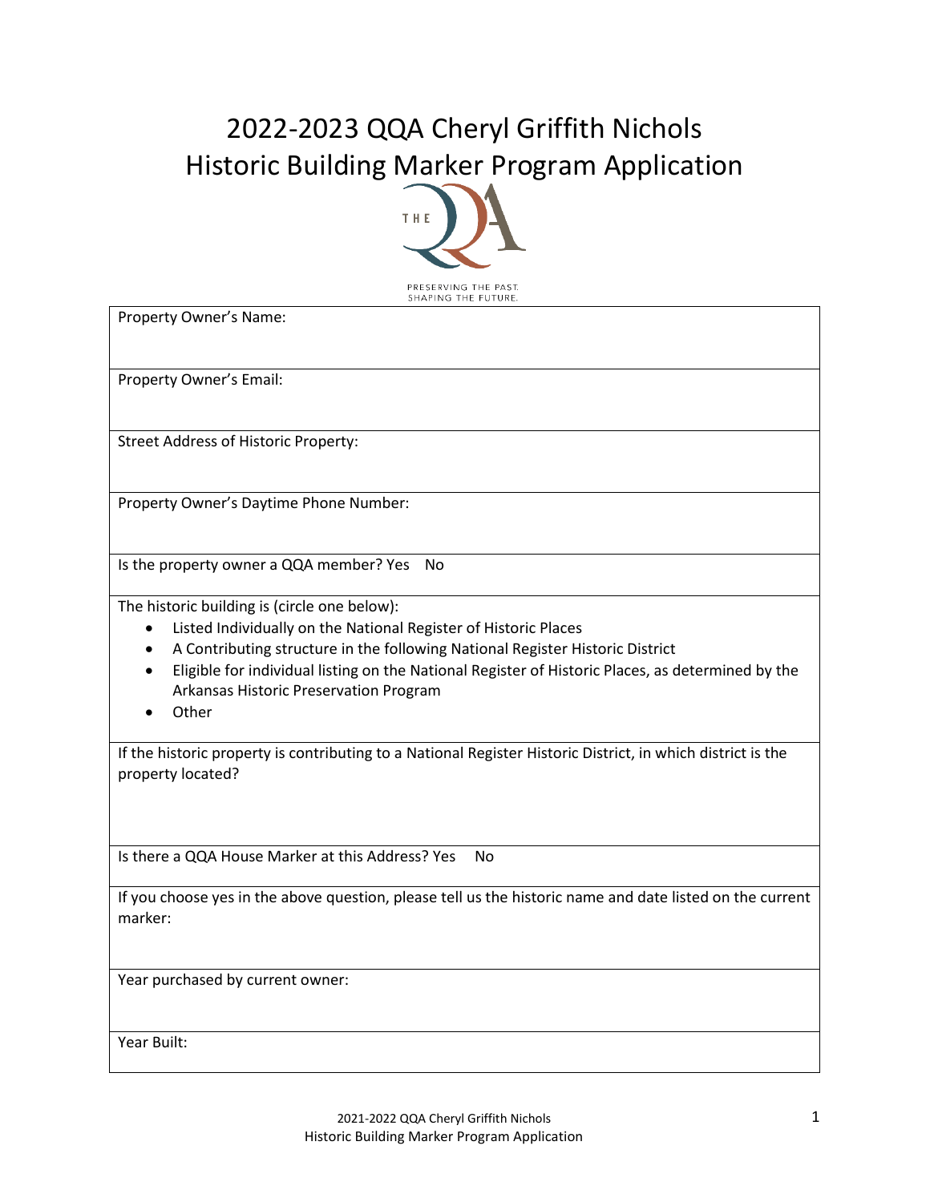# 2022-2023 QQA Cheryl Griffith Nichols Historic Building Marker Program Application

PRESERVING THE PAST.
SHAPING THE FUTURE.

| |
|---|
| Property Owner's Name: |
| Property Owner's Email: |
| Street Address of Historic Property: |
| Property Owner's Daytime Phone Number: |
| Is the property owner a QQA member? Yes No |
| The historic building is (circle one below):<br>• Listed Individually on the National Register of Historic Places<br>• A Contributing structure in the following National Register Historic District<br>• Eligible for individual listing on the National Register of Historic Places, as determined by the Arkansas Historic Preservation Program<br>• Other |
| If the historic property is contributing to a National Register Historic District, in which district is the property located? |
| Is there a QQA House Marker at this Address? Yes No |
| If you choose yes in the above question, please tell us the historic name and date listed on the current marker: |
| Year purchased by current owner: |
| Year Built: |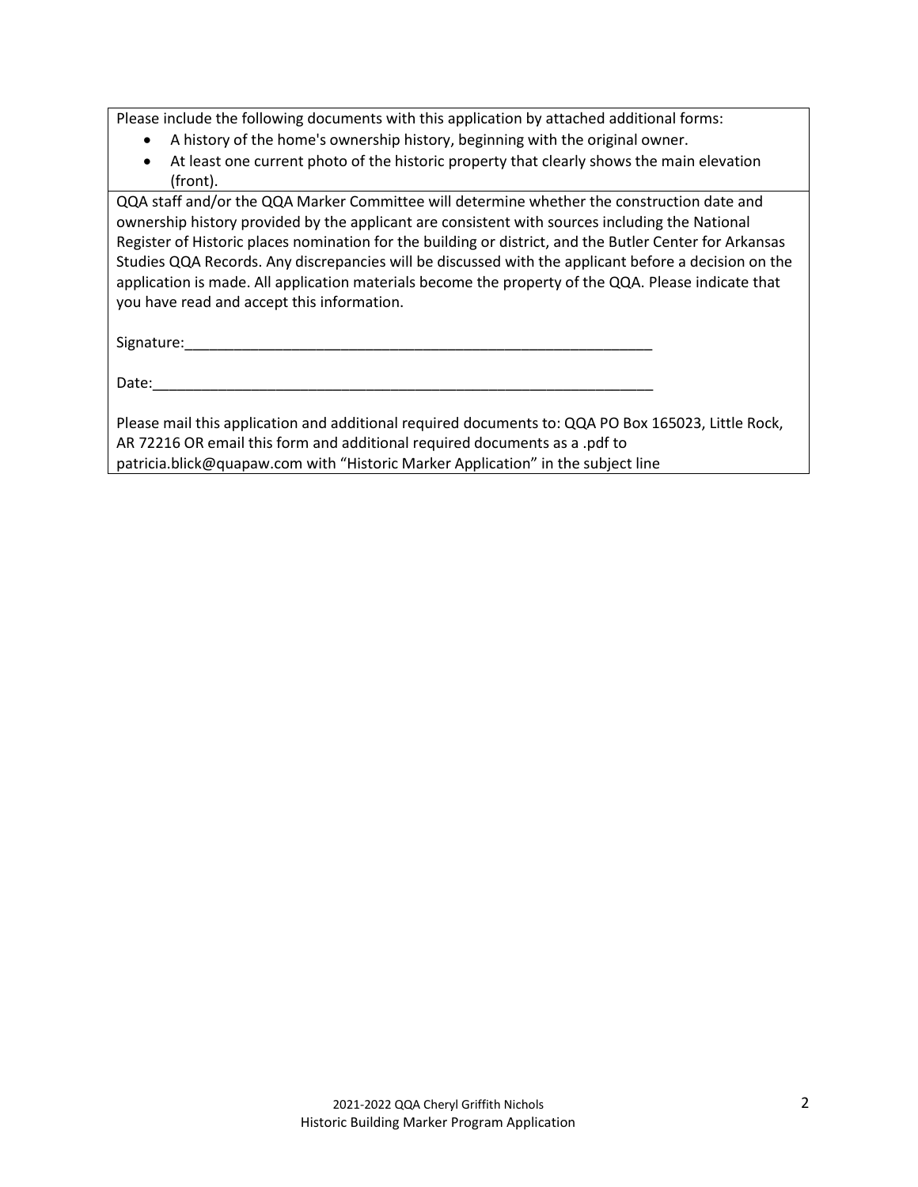Please include the following documents with this application by attached additional forms:

- A history of the home's ownership history, beginning with the original owner.
- At least one current photo of the historic property that clearly shows the main elevation (front).

QQA staff and/or the QQA Marker Committee will determine whether the construction date and ownership history provided by the applicant are consistent with sources including the National Register of Historic places nomination for the building or district, and the Butler Center for Arkansas Studies QQA Records. Any discrepancies will be discussed with the applicant before a decision on the application is made. All application materials become the property of the QQA. Please indicate that you have read and accept this information.

Signature:\_\_\_\_\_\_\_\_\_\_\_\_\_\_\_\_\_\_\_\_\_\_\_\_\_\_\_\_\_\_\_\_\_\_\_\_\_\_\_\_\_\_\_\_\_\_\_\_\_\_\_\_\_\_\_\_

Date:\_\_\_\_\_\_\_\_\_\_\_\_\_\_\_\_\_\_\_\_\_\_\_\_\_\_\_\_\_\_\_\_\_\_\_\_\_\_\_\_\_\_\_\_\_\_\_\_\_\_\_\_\_\_\_\_\_\_\_\_

Please mail this application and additional required documents to: QQA PO Box 165023, Little Rock, AR 72216 OR email this form and additional required documents as a .pdf to patricia.blick@quapaw.com with "Historic Marker Application" in the subject line